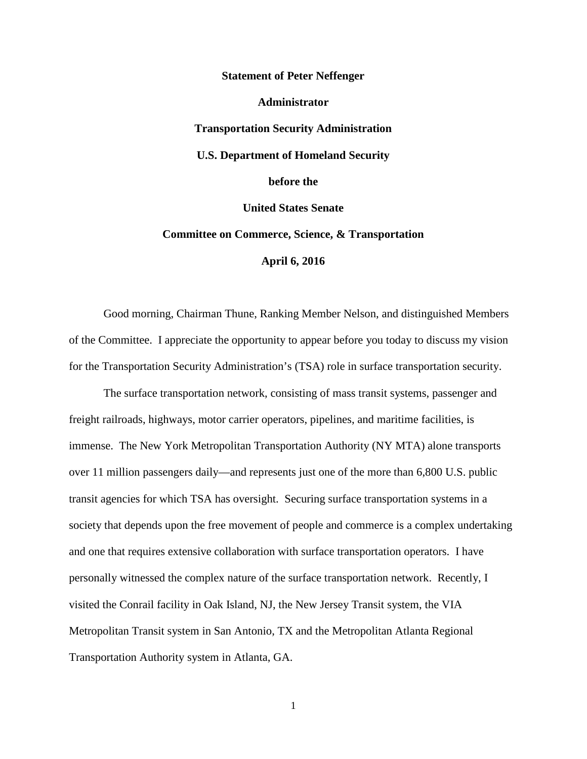**Statement of Peter Neffenger**

**Administrator**

**Transportation Security Administration**

**U.S. Department of Homeland Security**

**before the**

**United States Senate**

**Committee on Commerce, Science, & Transportation**

**April 6, 2016**

Good morning, Chairman Thune, Ranking Member Nelson, and distinguished Members of the Committee. I appreciate the opportunity to appear before you today to discuss my vision for the Transportation Security Administration's (TSA) role in surface transportation security.

The surface transportation network, consisting of mass transit systems, passenger and freight railroads, highways, motor carrier operators, pipelines, and maritime facilities, is immense. The New York Metropolitan Transportation Authority (NY MTA) alone transports over 11 million passengers daily—and represents just one of the more than 6,800 U.S. public transit agencies for which TSA has oversight. Securing surface transportation systems in a society that depends upon the free movement of people and commerce is a complex undertaking and one that requires extensive collaboration with surface transportation operators. I have personally witnessed the complex nature of the surface transportation network. Recently, I visited the Conrail facility in Oak Island, NJ, the New Jersey Transit system, the VIA Metropolitan Transit system in San Antonio, TX and the Metropolitan Atlanta Regional Transportation Authority system in Atlanta, GA.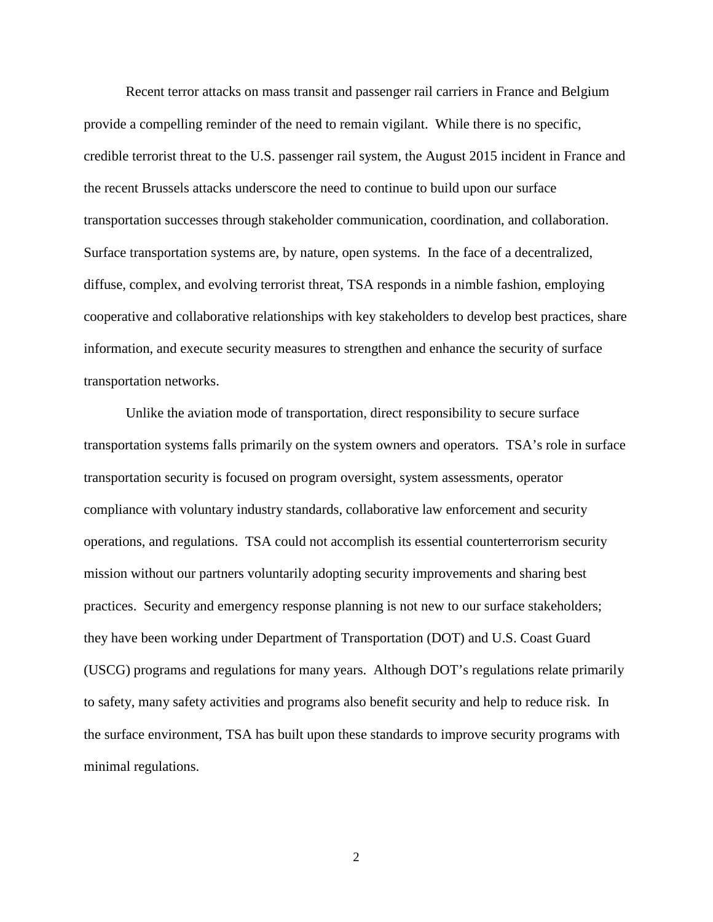Recent terror attacks on mass transit and passenger rail carriers in France and Belgium provide a compelling reminder of the need to remain vigilant. While there is no specific, credible terrorist threat to the U.S. passenger rail system, the August 2015 incident in France and the recent Brussels attacks underscore the need to continue to build upon our surface transportation successes through stakeholder communication, coordination, and collaboration. Surface transportation systems are, by nature, open systems. In the face of a decentralized, diffuse, complex, and evolving terrorist threat, TSA responds in a nimble fashion, employing cooperative and collaborative relationships with key stakeholders to develop best practices, share information, and execute security measures to strengthen and enhance the security of surface transportation networks.

Unlike the aviation mode of transportation, direct responsibility to secure surface transportation systems falls primarily on the system owners and operators. TSA's role in surface transportation security is focused on program oversight, system assessments, operator compliance with voluntary industry standards, collaborative law enforcement and security operations, and regulations. TSA could not accomplish its essential counterterrorism security mission without our partners voluntarily adopting security improvements and sharing best practices. Security and emergency response planning is not new to our surface stakeholders; they have been working under Department of Transportation (DOT) and U.S. Coast Guard (USCG) programs and regulations for many years. Although DOT's regulations relate primarily to safety, many safety activities and programs also benefit security and help to reduce risk. In the surface environment, TSA has built upon these standards to improve security programs with minimal regulations.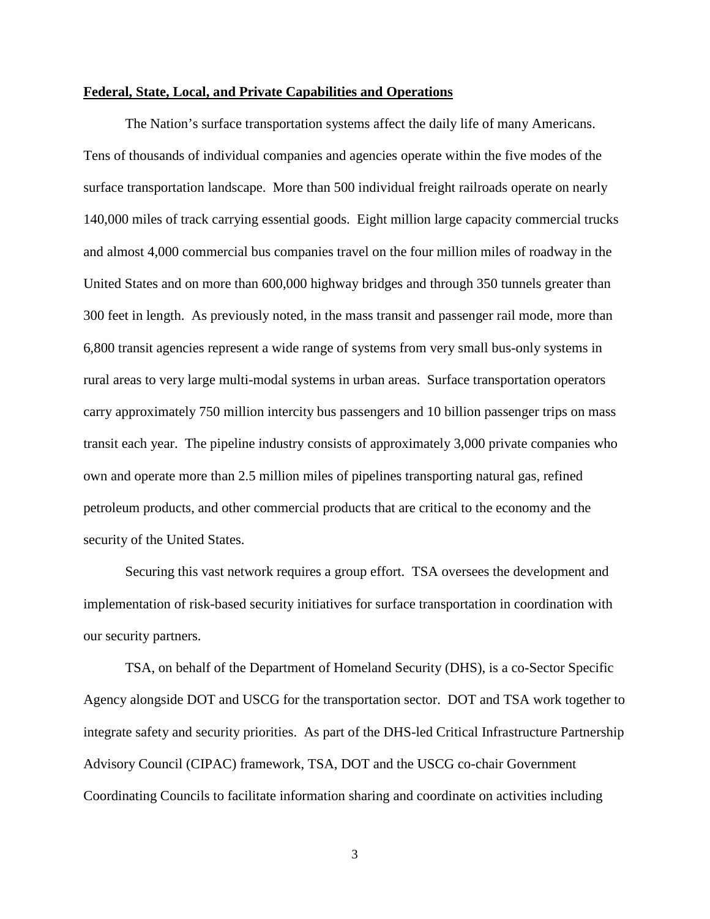**Federal, State, Local, and Private Capabilities and Operations**

The Nation's surface transportation systems affect the daily life of many Americans. Tens of thousands of individual companies and agencies operate within the five modes of the surface transportation landscape. More than 500 individual freight railroads operate on nearly 140,000 miles of track carrying essential goods. Eight million large capacity commercial trucks and almost 4,000 commercial bus companies travel on the four million miles of roadway in the United States and on more than 600,000 highway bridges and through 350 tunnels greater than 300 feet in length. As previously noted, in the mass transit and passenger rail mode, more than 6,800 transit agencies represent a wide range of systems from very small bus-only systems in rural areas to very large multi-modal systems in urban areas. Surface transportation operators carry approximately 750 million intercity bus passengers and 10 billion passenger trips on mass transit each year. The pipeline industry consists of approximately 3,000 private companies who own and operate more than 2.5 million miles of pipelines transporting natural gas, refined petroleum products, and other commercial products that are critical to the economy and the security of the United States.

Securing this vast network requires a group effort. TSA oversees the development and implementation of risk-based security initiatives for surface transportation in coordination with our security partners.

TSA, on behalf of the Department of Homeland Security (DHS), is a co-Sector Specific Agency alongside DOT and USCG for the transportation sector. DOT and TSA work together to integrate safety and security priorities. As part of the DHS-led Critical Infrastructure Partnership Advisory Council (CIPAC) framework, TSA, DOT and the USCG co-chair Government Coordinating Councils to facilitate information sharing and coordinate on activities including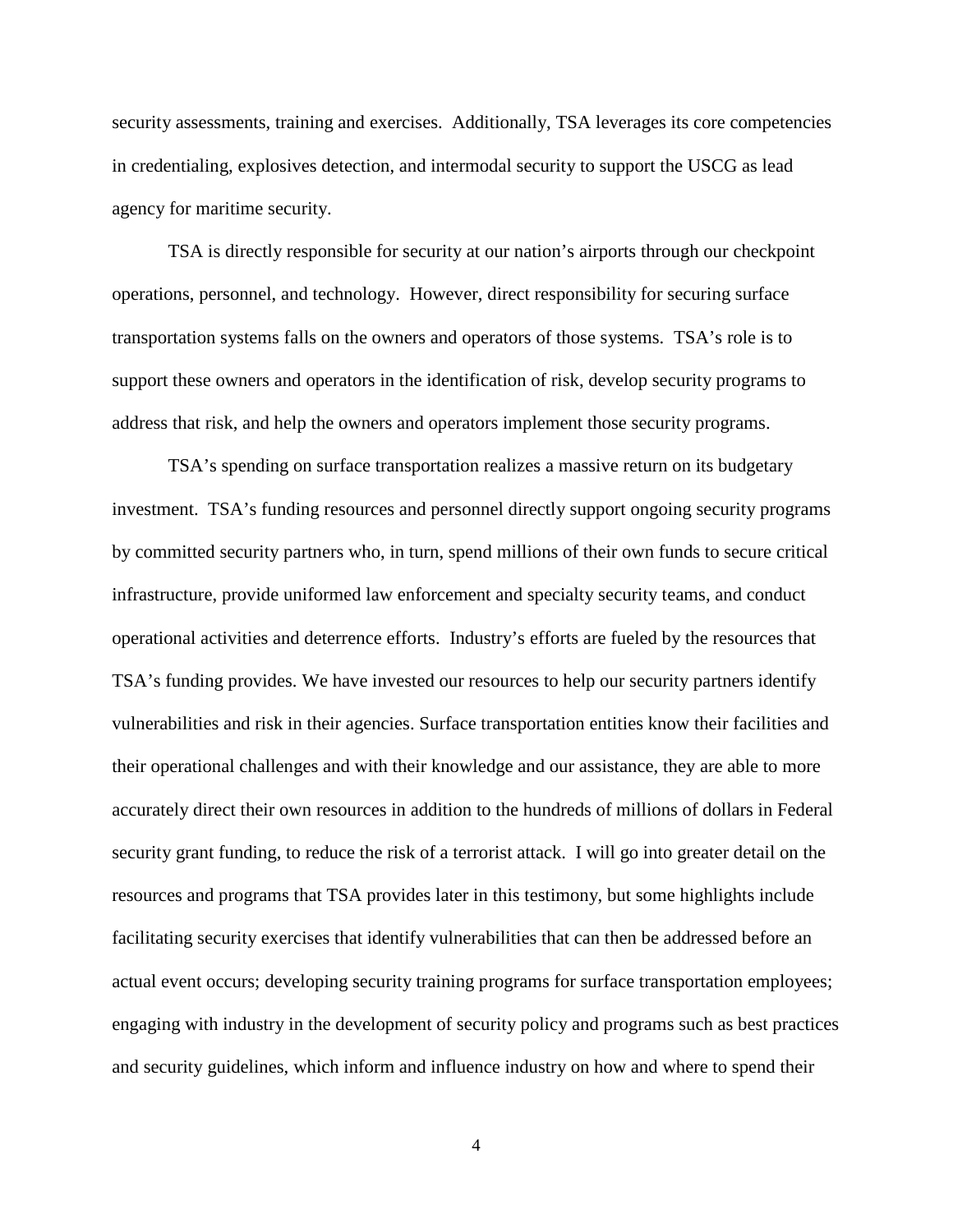security assessments, training and exercises. Additionally, TSA leverages its core competencies in credentialing, explosives detection, and intermodal security to support the USCG as lead agency for maritime security.

TSA is directly responsible for security at our nation's airports through our checkpoint operations, personnel, and technology. However, direct responsibility for securing surface transportation systems falls on the owners and operators of those systems. TSA's role is to support these owners and operators in the identification of risk, develop security programs to address that risk, and help the owners and operators implement those security programs.

TSA's spending on surface transportation realizes a massive return on its budgetary investment. TSA's funding resources and personnel directly support ongoing security programs by committed security partners who, in turn, spend millions of their own funds to secure critical infrastructure, provide uniformed law enforcement and specialty security teams, and conduct operational activities and deterrence efforts. Industry's efforts are fueled by the resources that TSA's funding provides. We have invested our resources to help our security partners identify vulnerabilities and risk in their agencies. Surface transportation entities know their facilities and their operational challenges and with their knowledge and our assistance, they are able to more accurately direct their own resources in addition to the hundreds of millions of dollars in Federal security grant funding, to reduce the risk of a terrorist attack. I will go into greater detail on the resources and programs that TSA provides later in this testimony, but some highlights include facilitating security exercises that identify vulnerabilities that can then be addressed before an actual event occurs; developing security training programs for surface transportation employees; engaging with industry in the development of security policy and programs such as best practices and security guidelines, which inform and influence industry on how and where to spend their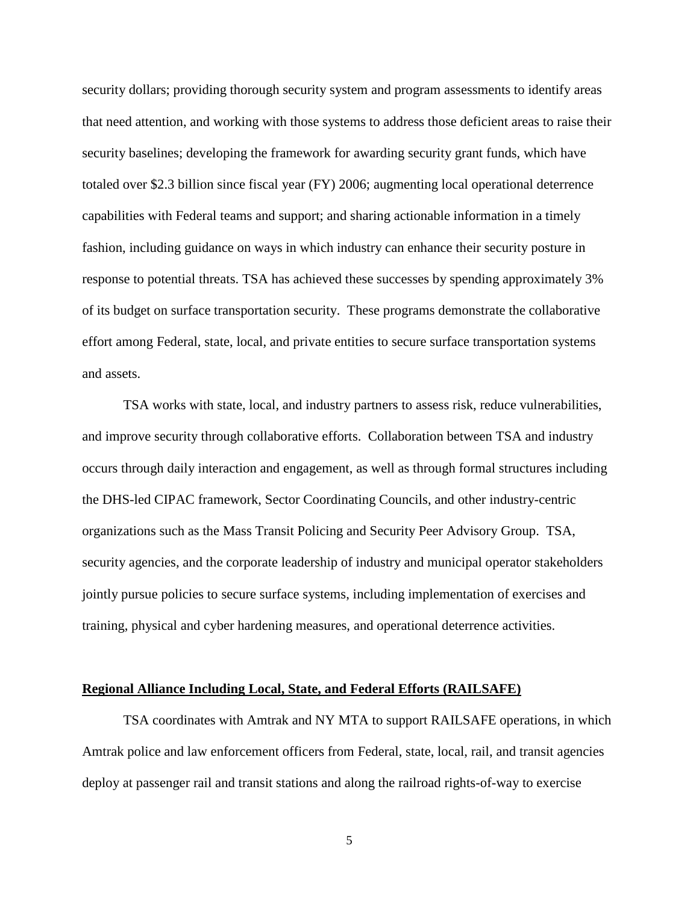security dollars; providing thorough security system and program assessments to identify areas that need attention, and working with those systems to address those deficient areas to raise their security baselines; developing the framework for awarding security grant funds, which have totaled over $2.3 billion since fiscal year (FY) 2006; augmenting local operational deterrence capabilities with Federal teams and support; and sharing actionable information in a timely fashion, including guidance on ways in which industry can enhance their security posture in response to potential threats. TSA has achieved these successes by spending approximately 3% of its budget on surface transportation security. These programs demonstrate the collaborative effort among Federal, state, local, and private entities to secure surface transportation systems and assets.

TSA works with state, local, and industry partners to assess risk, reduce vulnerabilities, and improve security through collaborative efforts. Collaboration between TSA and industry occurs through daily interaction and engagement, as well as through formal structures including the DHS-led CIPAC framework, Sector Coordinating Councils, and other industry-centric organizations such as the Mass Transit Policing and Security Peer Advisory Group. TSA, security agencies, and the corporate leadership of industry and municipal operator stakeholders jointly pursue policies to secure surface systems, including implementation of exercises and training, physical and cyber hardening measures, and operational deterrence activities.

**Regional Alliance Including Local, State, and Federal Efforts (RAILSAFE)**

TSA coordinates with Amtrak and NY MTA to support RAILSAFE operations, in which Amtrak police and law enforcement officers from Federal, state, local, rail, and transit agencies deploy at passenger rail and transit stations and along the railroad rights-of-way to exercise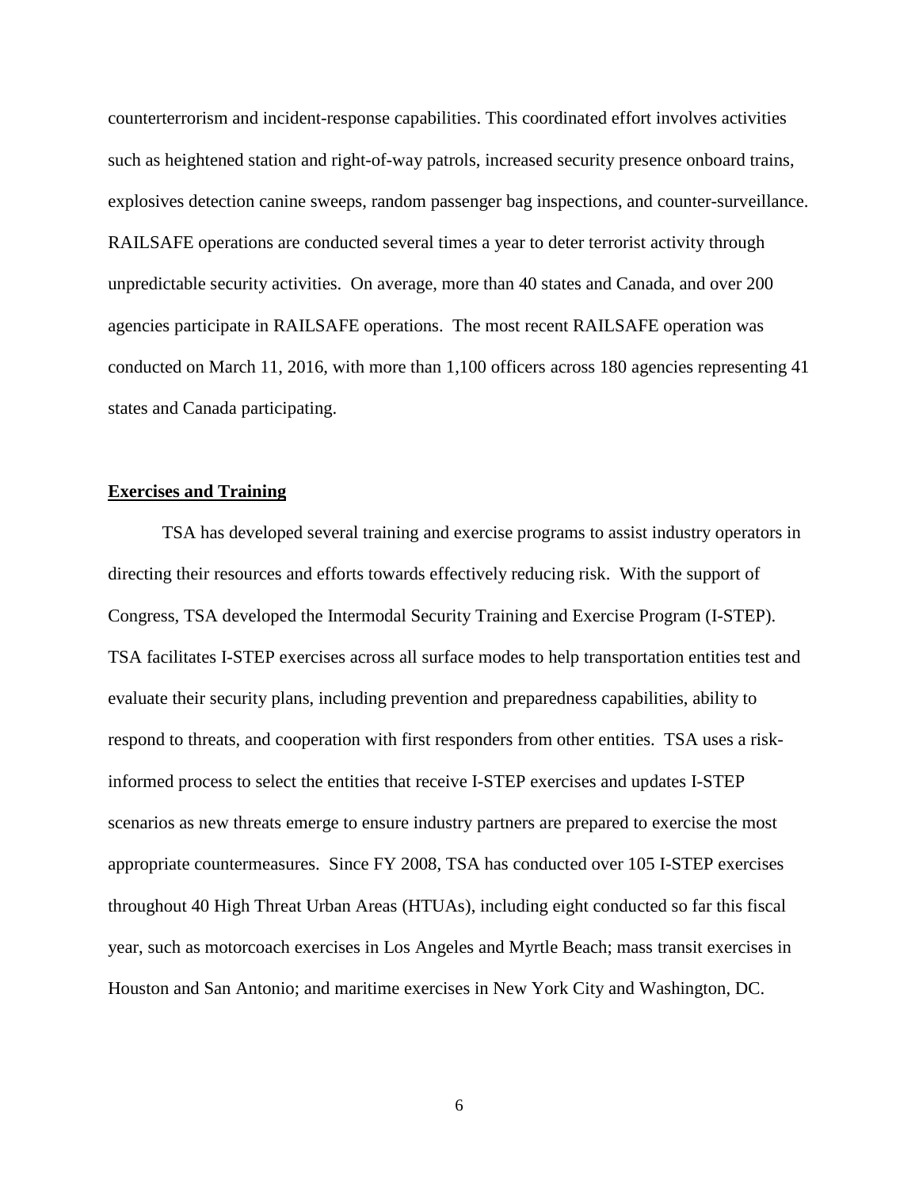counterterrorism and incident-response capabilities. This coordinated effort involves activities such as heightened station and right-of-way patrols, increased security presence onboard trains, explosives detection canine sweeps, random passenger bag inspections, and counter-surveillance. RAILSAFE operations are conducted several times a year to deter terrorist activity through unpredictable security activities. On average, more than 40 states and Canada, and over 200 agencies participate in RAILSAFE operations. The most recent RAILSAFE operation was conducted on March 11, 2016, with more than 1,100 officers across 180 agencies representing 41 states and Canada participating.

## Exercises and Training

TSA has developed several training and exercise programs to assist industry operators in directing their resources and efforts towards effectively reducing risk. With the support of Congress, TSA developed the Intermodal Security Training and Exercise Program (I-STEP). TSA facilitates I-STEP exercises across all surface modes to help transportation entities test and evaluate their security plans, including prevention and preparedness capabilities, ability to respond to threats, and cooperation with first responders from other entities. TSA uses a risk-informed process to select the entities that receive I-STEP exercises and updates I-STEP scenarios as new threats emerge to ensure industry partners are prepared to exercise the most appropriate countermeasures. Since FY 2008, TSA has conducted over 105 I-STEP exercises throughout 40 High Threat Urban Areas (HTUAs), including eight conducted so far this fiscal year, such as motorcoach exercises in Los Angeles and Myrtle Beach; mass transit exercises in Houston and San Antonio; and maritime exercises in New York City and Washington, DC.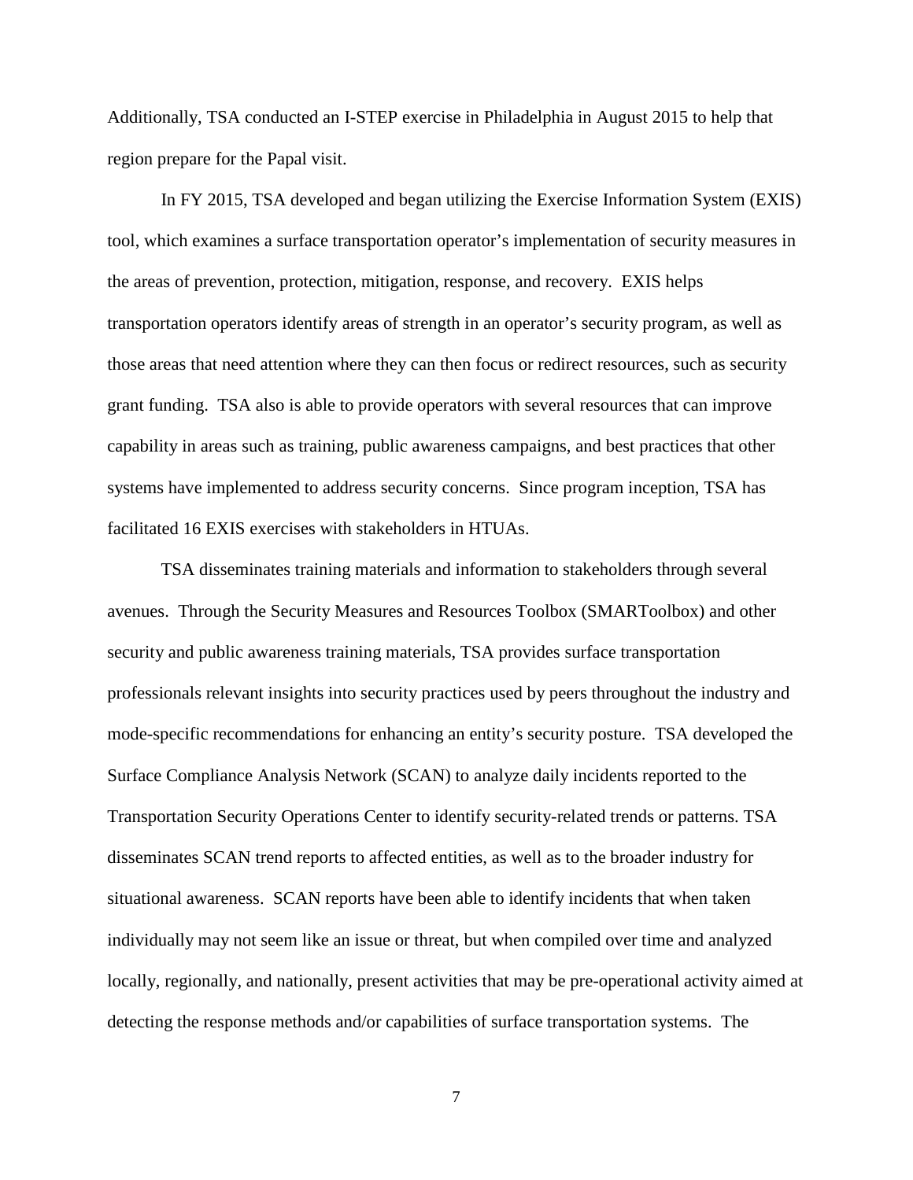Additionally, TSA conducted an I-STEP exercise in Philadelphia in August 2015 to help that region prepare for the Papal visit.

In FY 2015, TSA developed and began utilizing the Exercise Information System (EXIS) tool, which examines a surface transportation operator's implementation of security measures in the areas of prevention, protection, mitigation, response, and recovery. EXIS helps transportation operators identify areas of strength in an operator's security program, as well as those areas that need attention where they can then focus or redirect resources, such as security grant funding. TSA also is able to provide operators with several resources that can improve capability in areas such as training, public awareness campaigns, and best practices that other systems have implemented to address security concerns. Since program inception, TSA has facilitated 16 EXIS exercises with stakeholders in HTUAs.

TSA disseminates training materials and information to stakeholders through several avenues. Through the Security Measures and Resources Toolbox (SMARToolbox) and other security and public awareness training materials, TSA provides surface transportation professionals relevant insights into security practices used by peers throughout the industry and mode-specific recommendations for enhancing an entity's security posture. TSA developed the Surface Compliance Analysis Network (SCAN) to analyze daily incidents reported to the Transportation Security Operations Center to identify security-related trends or patterns. TSA disseminates SCAN trend reports to affected entities, as well as to the broader industry for situational awareness. SCAN reports have been able to identify incidents that when taken individually may not seem like an issue or threat, but when compiled over time and analyzed locally, regionally, and nationally, present activities that may be pre-operational activity aimed at detecting the response methods and/or capabilities of surface transportation systems. The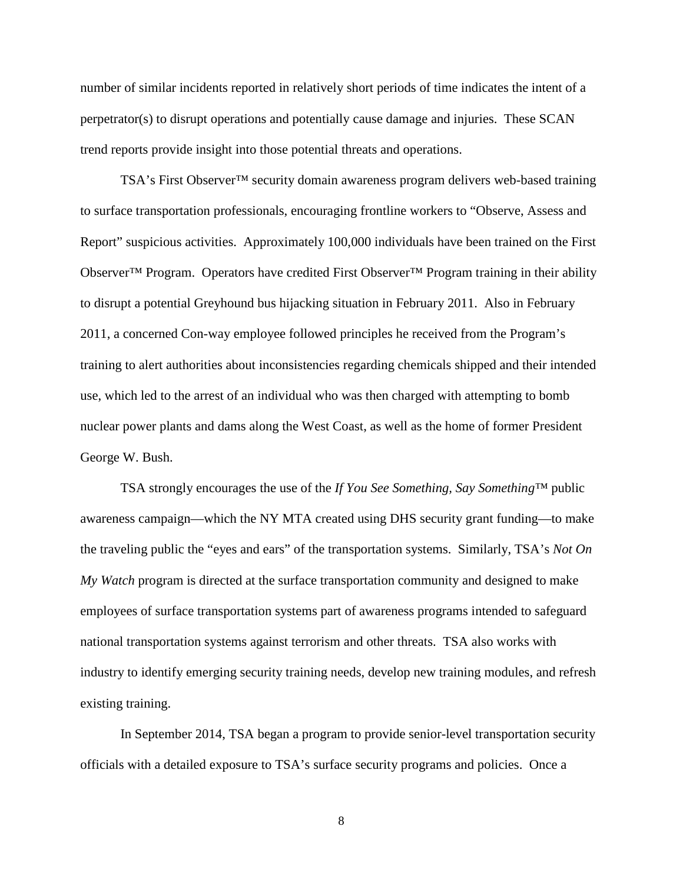number of similar incidents reported in relatively short periods of time indicates the intent of a perpetrator(s) to disrupt operations and potentially cause damage and injuries. These SCAN trend reports provide insight into those potential threats and operations.

TSA's First Observer™ security domain awareness program delivers web-based training to surface transportation professionals, encouraging frontline workers to "Observe, Assess and Report" suspicious activities. Approximately 100,000 individuals have been trained on the First Observer™ Program. Operators have credited First Observer™ Program training in their ability to disrupt a potential Greyhound bus hijacking situation in February 2011. Also in February 2011, a concerned Con-way employee followed principles he received from the Program's training to alert authorities about inconsistencies regarding chemicals shipped and their intended use, which led to the arrest of an individual who was then charged with attempting to bomb nuclear power plants and dams along the West Coast, as well as the home of former President George W. Bush.

TSA strongly encourages the use of the *If You See Something, Say Something*™ public awareness campaign—which the NY MTA created using DHS security grant funding—to make the traveling public the "eyes and ears" of the transportation systems. Similarly, TSA's *Not On My Watch* program is directed at the surface transportation community and designed to make employees of surface transportation systems part of awareness programs intended to safeguard national transportation systems against terrorism and other threats. TSA also works with industry to identify emerging security training needs, develop new training modules, and refresh existing training.

In September 2014, TSA began a program to provide senior-level transportation security officials with a detailed exposure to TSA's surface security programs and policies. Once a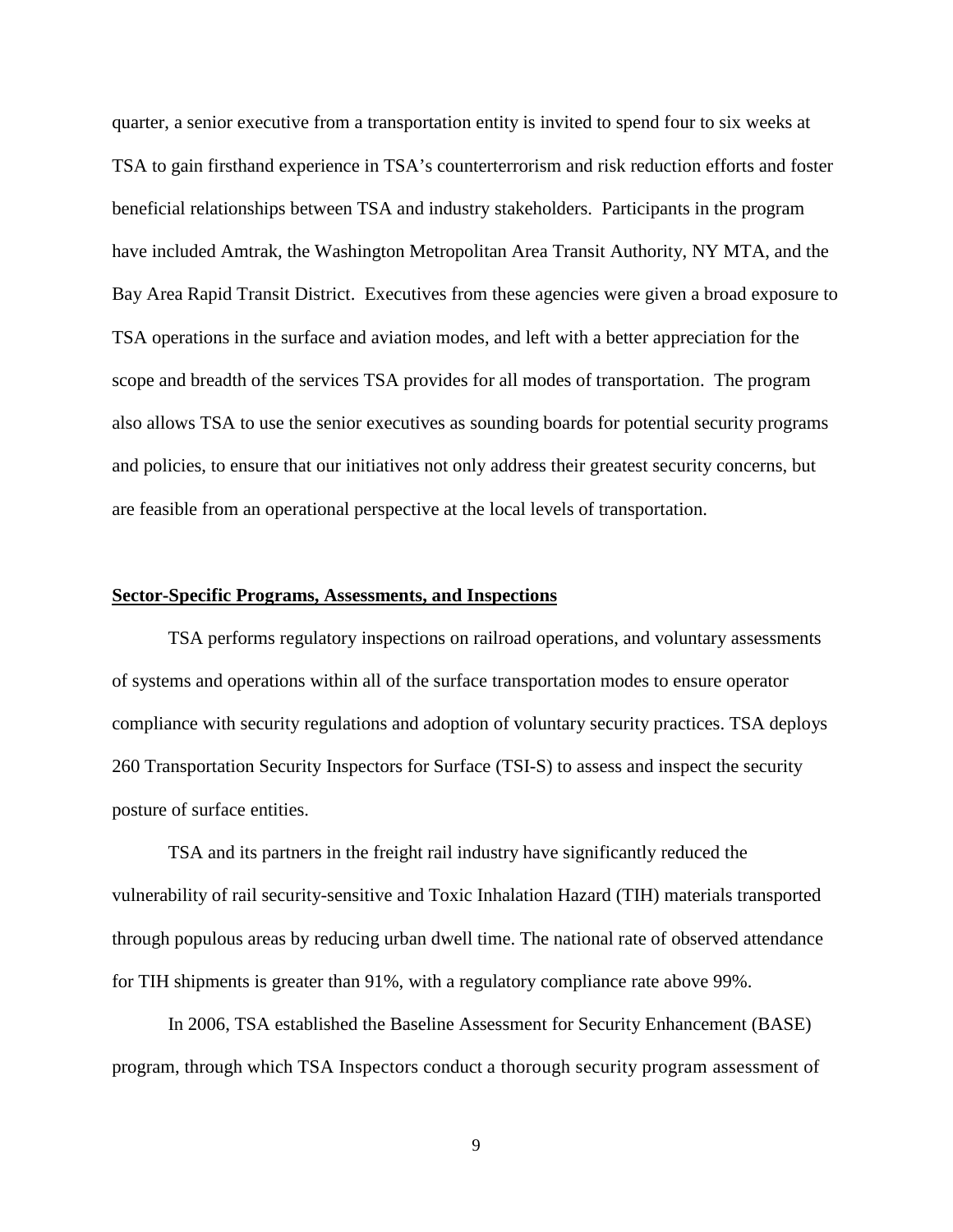quarter, a senior executive from a transportation entity is invited to spend four to six weeks at TSA to gain firsthand experience in TSA's counterterrorism and risk reduction efforts and foster beneficial relationships between TSA and industry stakeholders. Participants in the program have included Amtrak, the Washington Metropolitan Area Transit Authority, NY MTA, and the Bay Area Rapid Transit District. Executives from these agencies were given a broad exposure to TSA operations in the surface and aviation modes, and left with a better appreciation for the scope and breadth of the services TSA provides for all modes of transportation. The program also allows TSA to use the senior executives as sounding boards for potential security programs and policies, to ensure that our initiatives not only address their greatest security concerns, but are feasible from an operational perspective at the local levels of transportation.

## Sector-Specific Programs, Assessments, and Inspections

TSA performs regulatory inspections on railroad operations, and voluntary assessments of systems and operations within all of the surface transportation modes to ensure operator compliance with security regulations and adoption of voluntary security practices. TSA deploys 260 Transportation Security Inspectors for Surface (TSI-S) to assess and inspect the security posture of surface entities.

TSA and its partners in the freight rail industry have significantly reduced the vulnerability of rail security-sensitive and Toxic Inhalation Hazard (TIH) materials transported through populous areas by reducing urban dwell time. The national rate of observed attendance for TIH shipments is greater than 91%, with a regulatory compliance rate above 99%.

In 2006, TSA established the Baseline Assessment for Security Enhancement (BASE) program, through which TSA Inspectors conduct a thorough security program assessment of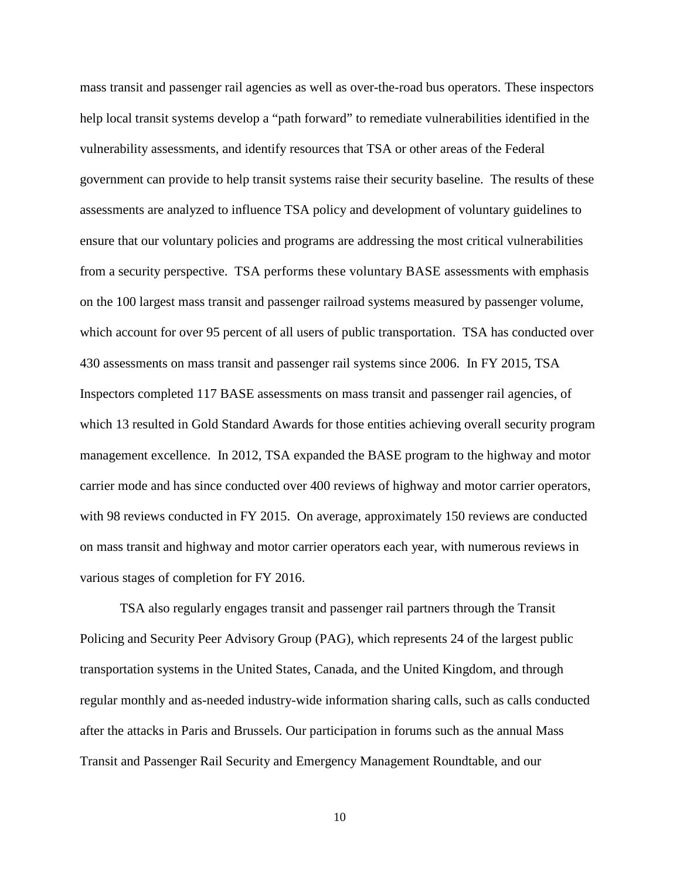mass transit and passenger rail agencies as well as over-the-road bus operators. These inspectors help local transit systems develop a "path forward" to remediate vulnerabilities identified in the vulnerability assessments, and identify resources that TSA or other areas of the Federal government can provide to help transit systems raise their security baseline. The results of these assessments are analyzed to influence TSA policy and development of voluntary guidelines to ensure that our voluntary policies and programs are addressing the most critical vulnerabilities from a security perspective. TSA performs these voluntary BASE assessments with emphasis on the 100 largest mass transit and passenger railroad systems measured by passenger volume, which account for over 95 percent of all users of public transportation. TSA has conducted over 430 assessments on mass transit and passenger rail systems since 2006. In FY 2015, TSA Inspectors completed 117 BASE assessments on mass transit and passenger rail agencies, of which 13 resulted in Gold Standard Awards for those entities achieving overall security program management excellence. In 2012, TSA expanded the BASE program to the highway and motor carrier mode and has since conducted over 400 reviews of highway and motor carrier operators, with 98 reviews conducted in FY 2015. On average, approximately 150 reviews are conducted on mass transit and highway and motor carrier operators each year, with numerous reviews in various stages of completion for FY 2016.

TSA also regularly engages transit and passenger rail partners through the Transit Policing and Security Peer Advisory Group (PAG), which represents 24 of the largest public transportation systems in the United States, Canada, and the United Kingdom, and through regular monthly and as-needed industry-wide information sharing calls, such as calls conducted after the attacks in Paris and Brussels. Our participation in forums such as the annual Mass Transit and Passenger Rail Security and Emergency Management Roundtable, and our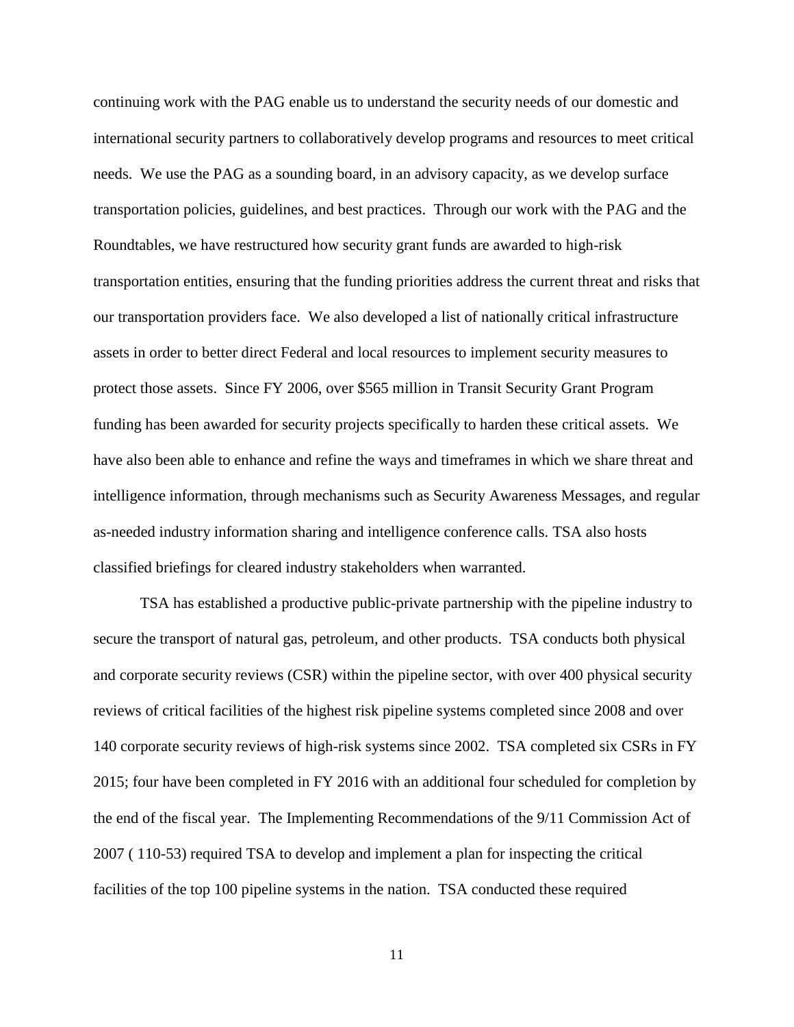continuing work with the PAG enable us to understand the security needs of our domestic and international security partners to collaboratively develop programs and resources to meet critical needs. We use the PAG as a sounding board, in an advisory capacity, as we develop surface transportation policies, guidelines, and best practices. Through our work with the PAG and the Roundtables, we have restructured how security grant funds are awarded to high-risk transportation entities, ensuring that the funding priorities address the current threat and risks that our transportation providers face. We also developed a list of nationally critical infrastructure assets in order to better direct Federal and local resources to implement security measures to protect those assets. Since FY 2006, over $565 million in Transit Security Grant Program funding has been awarded for security projects specifically to harden these critical assets. We have also been able to enhance and refine the ways and timeframes in which we share threat and intelligence information, through mechanisms such as Security Awareness Messages, and regular as-needed industry information sharing and intelligence conference calls. TSA also hosts classified briefings for cleared industry stakeholders when warranted.

TSA has established a productive public-private partnership with the pipeline industry to secure the transport of natural gas, petroleum, and other products. TSA conducts both physical and corporate security reviews (CSR) within the pipeline sector, with over 400 physical security reviews of critical facilities of the highest risk pipeline systems completed since 2008 and over 140 corporate security reviews of high-risk systems since 2002. TSA completed six CSRs in FY 2015; four have been completed in FY 2016 with an additional four scheduled for completion by the end of the fiscal year. The Implementing Recommendations of the 9/11 Commission Act of 2007 ( 110-53) required TSA to develop and implement a plan for inspecting the critical facilities of the top 100 pipeline systems in the nation. TSA conducted these required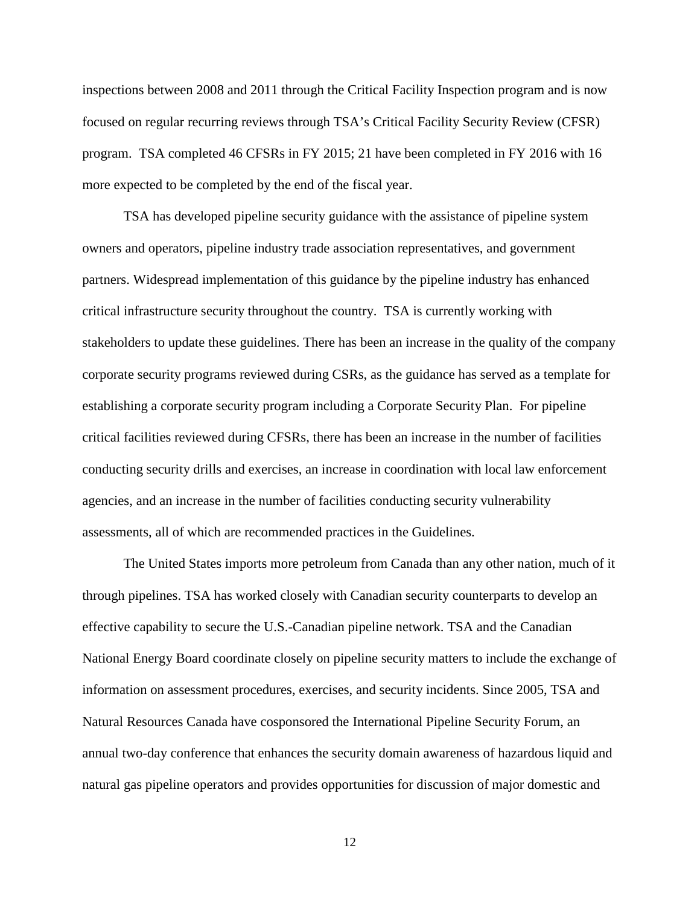inspections between 2008 and 2011 through the Critical Facility Inspection program and is now focused on regular recurring reviews through TSA's Critical Facility Security Review (CFSR) program. TSA completed 46 CFSRs in FY 2015; 21 have been completed in FY 2016 with 16 more expected to be completed by the end of the fiscal year.

TSA has developed pipeline security guidance with the assistance of pipeline system owners and operators, pipeline industry trade association representatives, and government partners. Widespread implementation of this guidance by the pipeline industry has enhanced critical infrastructure security throughout the country. TSA is currently working with stakeholders to update these guidelines. There has been an increase in the quality of the company corporate security programs reviewed during CSRs, as the guidance has served as a template for establishing a corporate security program including a Corporate Security Plan. For pipeline critical facilities reviewed during CFSRs, there has been an increase in the number of facilities conducting security drills and exercises, an increase in coordination with local law enforcement agencies, and an increase in the number of facilities conducting security vulnerability assessments, all of which are recommended practices in the Guidelines.

The United States imports more petroleum from Canada than any other nation, much of it through pipelines. TSA has worked closely with Canadian security counterparts to develop an effective capability to secure the U.S.-Canadian pipeline network. TSA and the Canadian National Energy Board coordinate closely on pipeline security matters to include the exchange of information on assessment procedures, exercises, and security incidents. Since 2005, TSA and Natural Resources Canada have cosponsored the International Pipeline Security Forum, an annual two-day conference that enhances the security domain awareness of hazardous liquid and natural gas pipeline operators and provides opportunities for discussion of major domestic and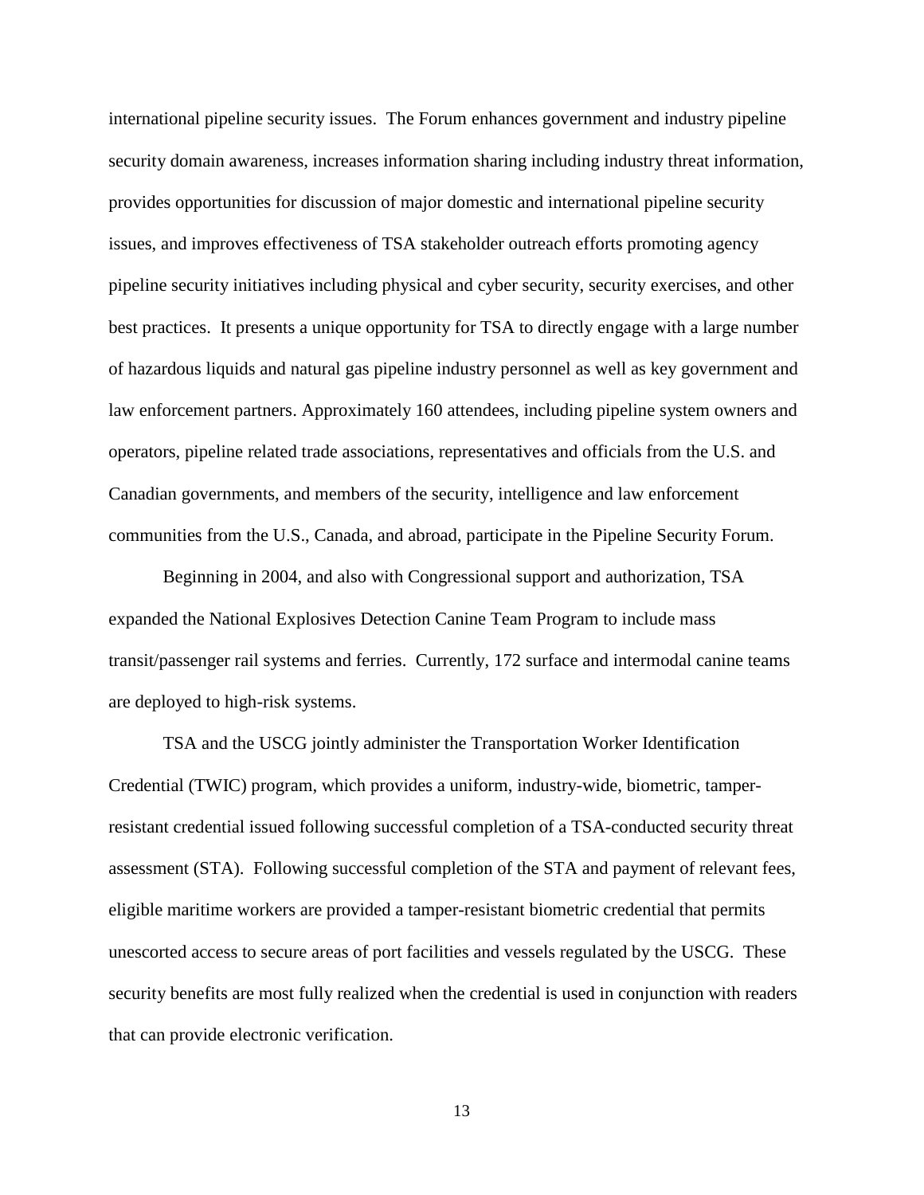international pipeline security issues. The Forum enhances government and industry pipeline security domain awareness, increases information sharing including industry threat information, provides opportunities for discussion of major domestic and international pipeline security issues, and improves effectiveness of TSA stakeholder outreach efforts promoting agency pipeline security initiatives including physical and cyber security, security exercises, and other best practices. It presents a unique opportunity for TSA to directly engage with a large number of hazardous liquids and natural gas pipeline industry personnel as well as key government and law enforcement partners. Approximately 160 attendees, including pipeline system owners and operators, pipeline related trade associations, representatives and officials from the U.S. and Canadian governments, and members of the security, intelligence and law enforcement communities from the U.S., Canada, and abroad, participate in the Pipeline Security Forum.

Beginning in 2004, and also with Congressional support and authorization, TSA expanded the National Explosives Detection Canine Team Program to include mass transit/passenger rail systems and ferries. Currently, 172 surface and intermodal canine teams are deployed to high-risk systems.

TSA and the USCG jointly administer the Transportation Worker Identification Credential (TWIC) program, which provides a uniform, industry-wide, biometric, tamper-resistant credential issued following successful completion of a TSA-conducted security threat assessment (STA). Following successful completion of the STA and payment of relevant fees, eligible maritime workers are provided a tamper-resistant biometric credential that permits unescorted access to secure areas of port facilities and vessels regulated by the USCG. These security benefits are most fully realized when the credential is used in conjunction with readers that can provide electronic verification.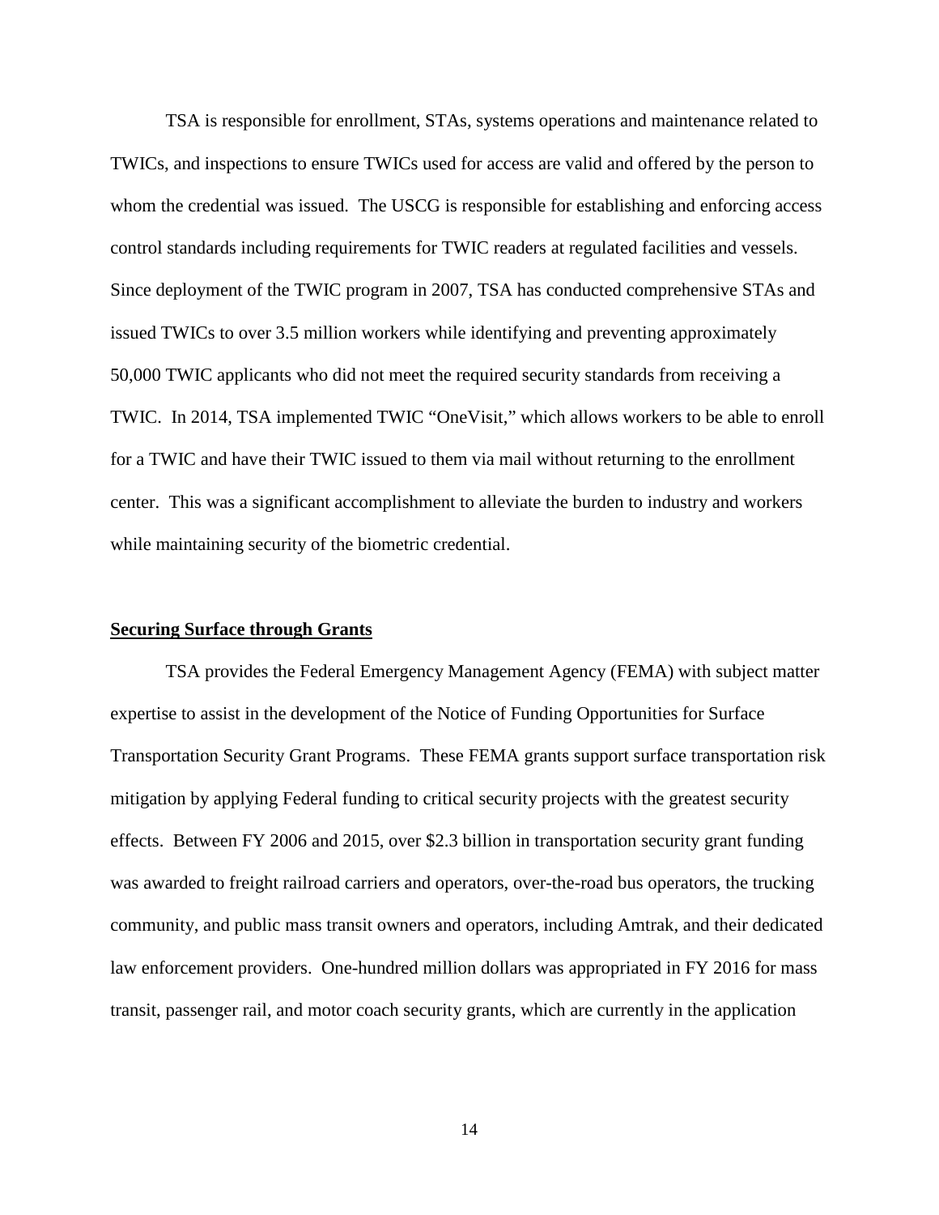TSA is responsible for enrollment, STAs, systems operations and maintenance related to TWICs, and inspections to ensure TWICs used for access are valid and offered by the person to whom the credential was issued. The USCG is responsible for establishing and enforcing access control standards including requirements for TWIC readers at regulated facilities and vessels. Since deployment of the TWIC program in 2007, TSA has conducted comprehensive STAs and issued TWICs to over 3.5 million workers while identifying and preventing approximately 50,000 TWIC applicants who did not meet the required security standards from receiving a TWIC. In 2014, TSA implemented TWIC "OneVisit," which allows workers to be able to enroll for a TWIC and have their TWIC issued to them via mail without returning to the enrollment center. This was a significant accomplishment to alleviate the burden to industry and workers while maintaining security of the biometric credential.

**Securing Surface through Grants**

TSA provides the Federal Emergency Management Agency (FEMA) with subject matter expertise to assist in the development of the Notice of Funding Opportunities for Surface Transportation Security Grant Programs. These FEMA grants support surface transportation risk mitigation by applying Federal funding to critical security projects with the greatest security effects. Between FY 2006 and 2015, over $2.3 billion in transportation security grant funding was awarded to freight railroad carriers and operators, over-the-road bus operators, the trucking community, and public mass transit owners and operators, including Amtrak, and their dedicated law enforcement providers. One-hundred million dollars was appropriated in FY 2016 for mass transit, passenger rail, and motor coach security grants, which are currently in the application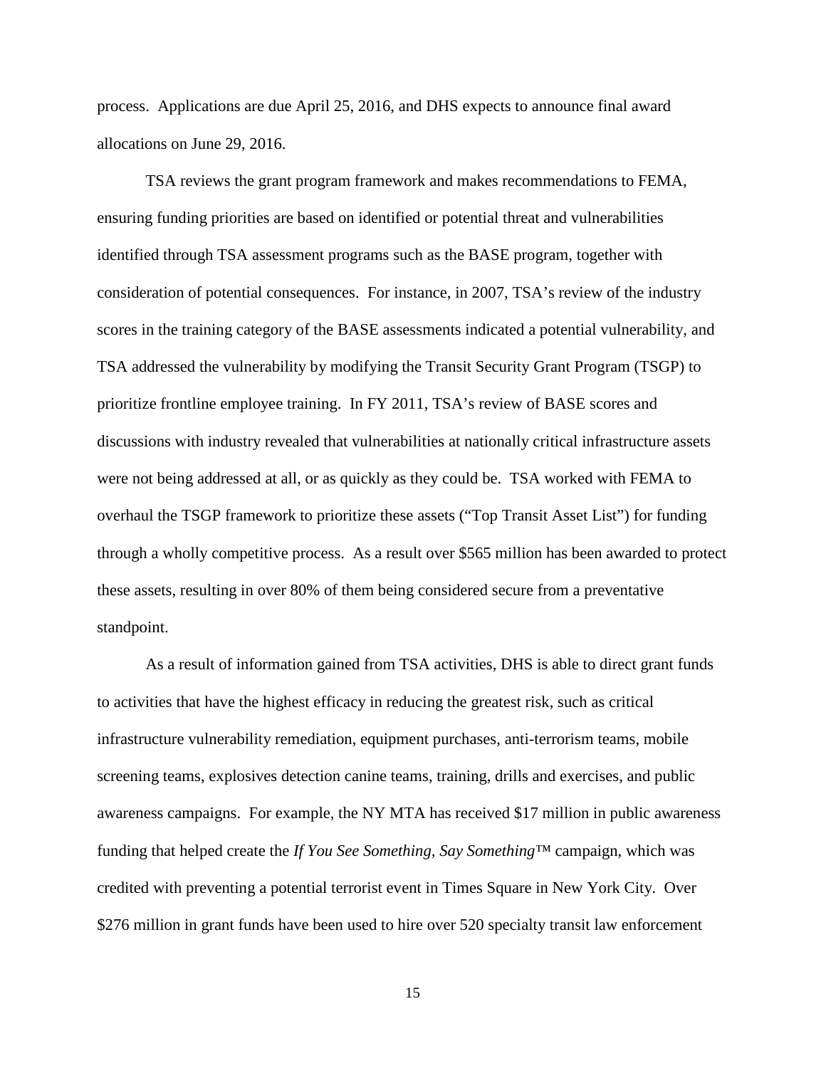process. Applications are due April 25, 2016, and DHS expects to announce final award allocations on June 29, 2016.

TSA reviews the grant program framework and makes recommendations to FEMA, ensuring funding priorities are based on identified or potential threat and vulnerabilities identified through TSA assessment programs such as the BASE program, together with consideration of potential consequences. For instance, in 2007, TSA's review of the industry scores in the training category of the BASE assessments indicated a potential vulnerability, and TSA addressed the vulnerability by modifying the Transit Security Grant Program (TSGP) to prioritize frontline employee training. In FY 2011, TSA's review of BASE scores and discussions with industry revealed that vulnerabilities at nationally critical infrastructure assets were not being addressed at all, or as quickly as they could be. TSA worked with FEMA to overhaul the TSGP framework to prioritize these assets ("Top Transit Asset List") for funding through a wholly competitive process. As a result over $565 million has been awarded to protect these assets, resulting in over 80% of them being considered secure from a preventative standpoint.

As a result of information gained from TSA activities, DHS is able to direct grant funds to activities that have the highest efficacy in reducing the greatest risk, such as critical infrastructure vulnerability remediation, equipment purchases, anti-terrorism teams, mobile screening teams, explosives detection canine teams, training, drills and exercises, and public awareness campaigns. For example, the NY MTA has received $17 million in public awareness funding that helped create the *If You See Something, Say Something™* campaign, which was credited with preventing a potential terrorist event in Times Square in New York City. Over $276 million in grant funds have been used to hire over 520 specialty transit law enforcement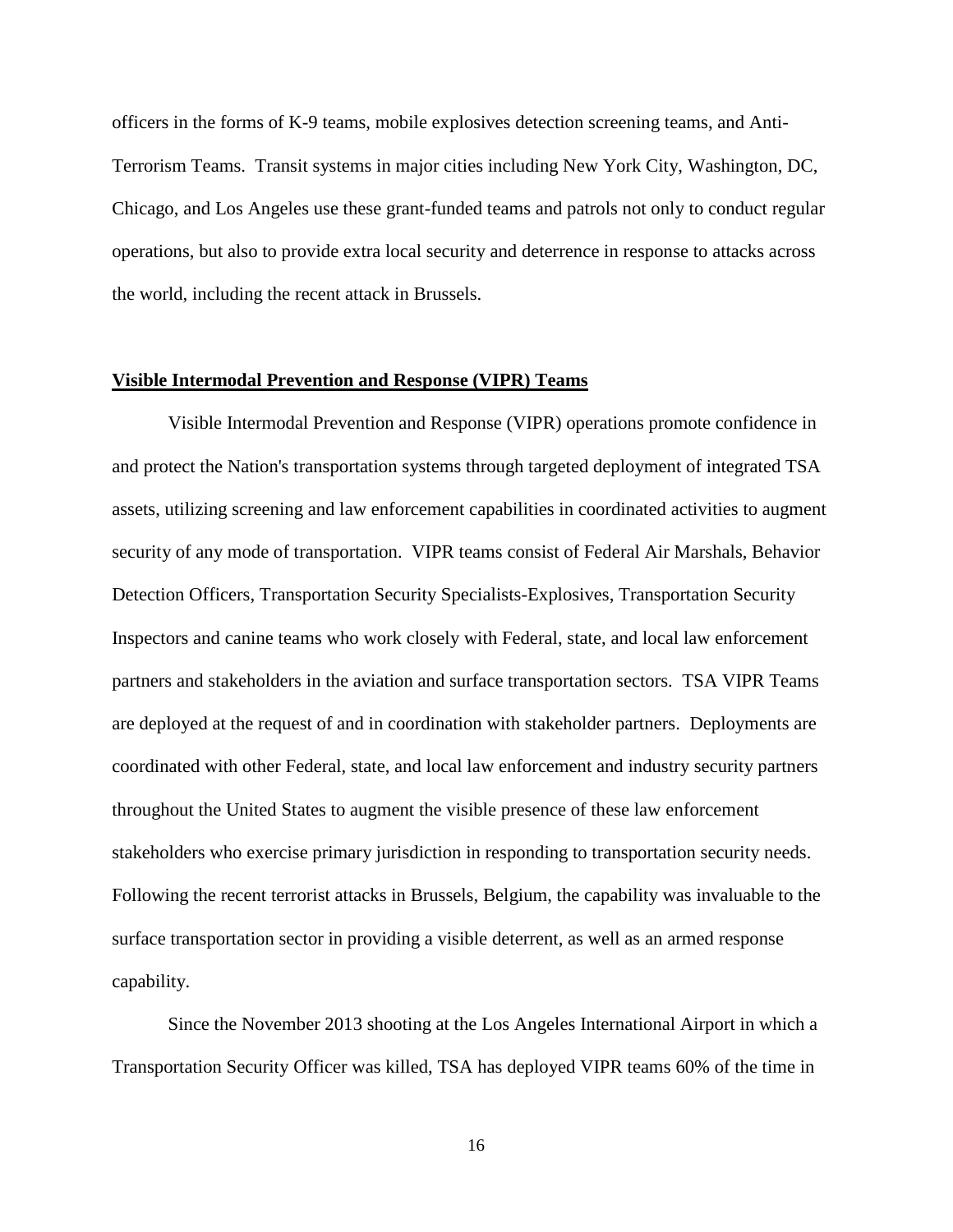officers in the forms of K-9 teams, mobile explosives detection screening teams, and Anti-Terrorism Teams. Transit systems in major cities including New York City, Washington, DC, Chicago, and Los Angeles use these grant-funded teams and patrols not only to conduct regular operations, but also to provide extra local security and deterrence in response to attacks across the world, including the recent attack in Brussels.

**Visible Intermodal Prevention and Response (VIPR) Teams**

Visible Intermodal Prevention and Response (VIPR) operations promote confidence in and protect the Nation's transportation systems through targeted deployment of integrated TSA assets, utilizing screening and law enforcement capabilities in coordinated activities to augment security of any mode of transportation. VIPR teams consist of Federal Air Marshals, Behavior Detection Officers, Transportation Security Specialists-Explosives, Transportation Security Inspectors and canine teams who work closely with Federal, state, and local law enforcement partners and stakeholders in the aviation and surface transportation sectors. TSA VIPR Teams are deployed at the request of and in coordination with stakeholder partners. Deployments are coordinated with other Federal, state, and local law enforcement and industry security partners throughout the United States to augment the visible presence of these law enforcement stakeholders who exercise primary jurisdiction in responding to transportation security needs. Following the recent terrorist attacks in Brussels, Belgium, the capability was invaluable to the surface transportation sector in providing a visible deterrent, as well as an armed response capability.

Since the November 2013 shooting at the Los Angeles International Airport in which a Transportation Security Officer was killed, TSA has deployed VIPR teams 60% of the time in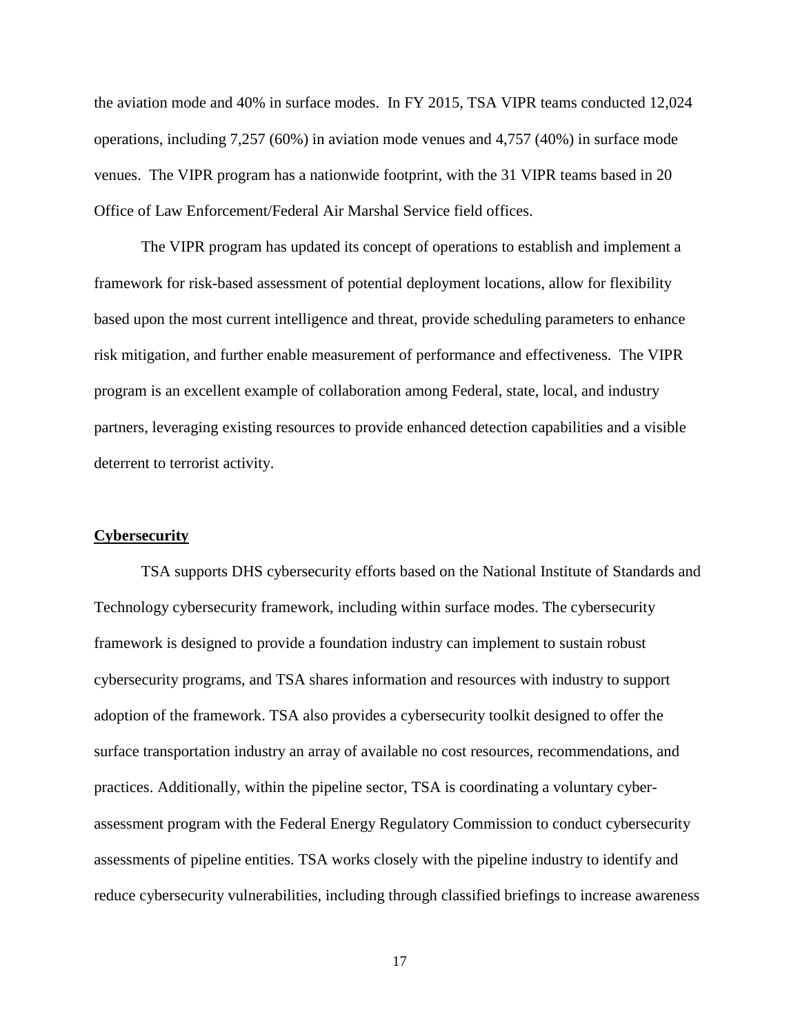the aviation mode and 40% in surface modes. In FY 2015, TSA VIPR teams conducted 12,024 operations, including 7,257 (60%) in aviation mode venues and 4,757 (40%) in surface mode venues. The VIPR program has a nationwide footprint, with the 31 VIPR teams based in 20 Office of Law Enforcement/Federal Air Marshal Service field offices.

The VIPR program has updated its concept of operations to establish and implement a framework for risk-based assessment of potential deployment locations, allow for flexibility based upon the most current intelligence and threat, provide scheduling parameters to enhance risk mitigation, and further enable measurement of performance and effectiveness. The VIPR program is an excellent example of collaboration among Federal, state, local, and industry partners, leveraging existing resources to provide enhanced detection capabilities and a visible deterrent to terrorist activity.

## Cybersecurity

TSA supports DHS cybersecurity efforts based on the National Institute of Standards and Technology cybersecurity framework, including within surface modes. The cybersecurity framework is designed to provide a foundation industry can implement to sustain robust cybersecurity programs, and TSA shares information and resources with industry to support adoption of the framework. TSA also provides a cybersecurity toolkit designed to offer the surface transportation industry an array of available no cost resources, recommendations, and practices. Additionally, within the pipeline sector, TSA is coordinating a voluntary cyber-assessment program with the Federal Energy Regulatory Commission to conduct cybersecurity assessments of pipeline entities. TSA works closely with the pipeline industry to identify and reduce cybersecurity vulnerabilities, including through classified briefings to increase awareness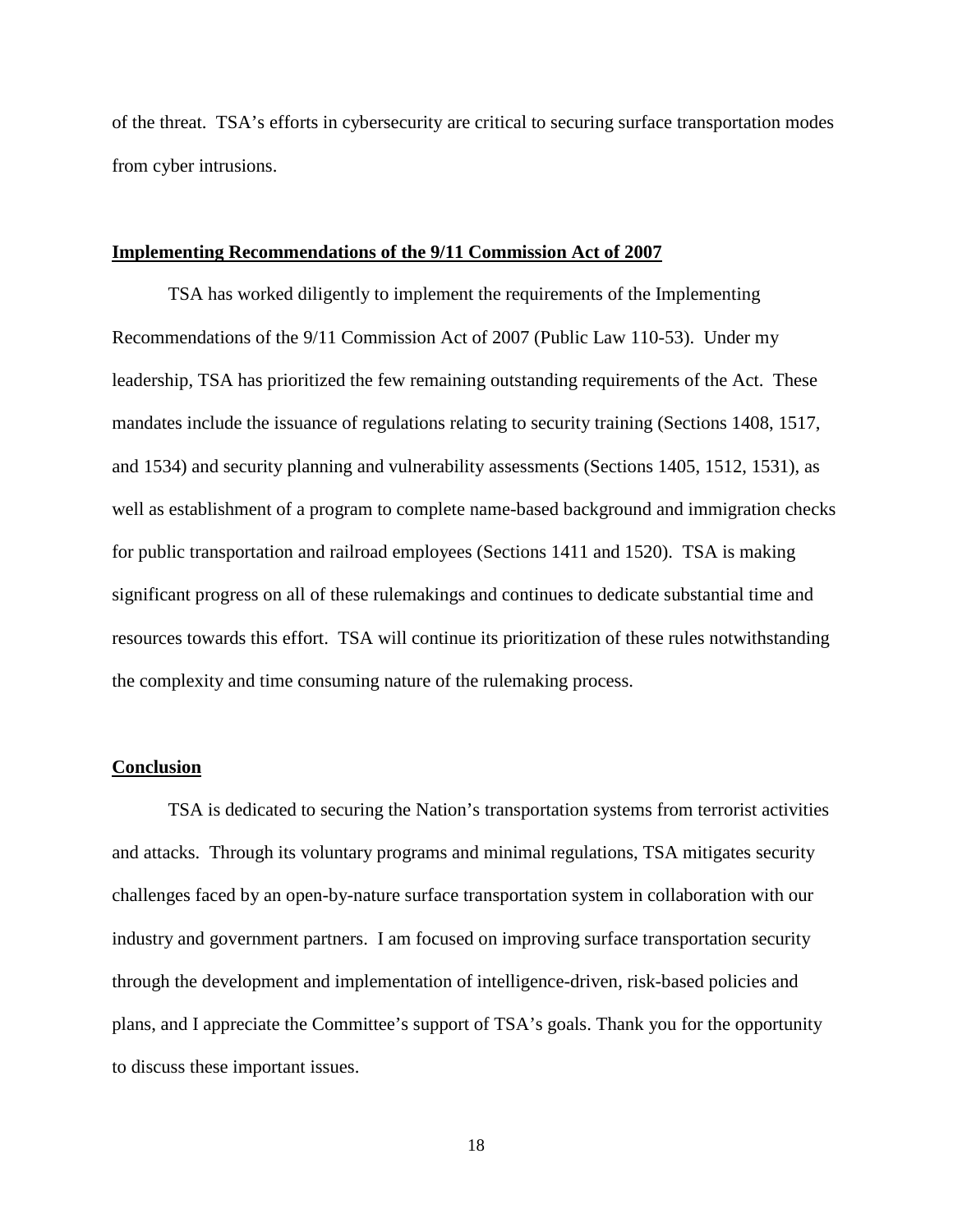of the threat. TSA's efforts in cybersecurity are critical to securing surface transportation modes from cyber intrusions.

## Implementing Recommendations of the 9/11 Commission Act of 2007

TSA has worked diligently to implement the requirements of the Implementing Recommendations of the 9/11 Commission Act of 2007 (Public Law 110-53). Under my leadership, TSA has prioritized the few remaining outstanding requirements of the Act. These mandates include the issuance of regulations relating to security training (Sections 1408, 1517, and 1534) and security planning and vulnerability assessments (Sections 1405, 1512, 1531), as well as establishment of a program to complete name-based background and immigration checks for public transportation and railroad employees (Sections 1411 and 1520). TSA is making significant progress on all of these rulemakings and continues to dedicate substantial time and resources towards this effort. TSA will continue its prioritization of these rules notwithstanding the complexity and time consuming nature of the rulemaking process.

## Conclusion

TSA is dedicated to securing the Nation's transportation systems from terrorist activities and attacks. Through its voluntary programs and minimal regulations, TSA mitigates security challenges faced by an open-by-nature surface transportation system in collaboration with our industry and government partners. I am focused on improving surface transportation security through the development and implementation of intelligence-driven, risk-based policies and plans, and I appreciate the Committee's support of TSA's goals. Thank you for the opportunity to discuss these important issues.